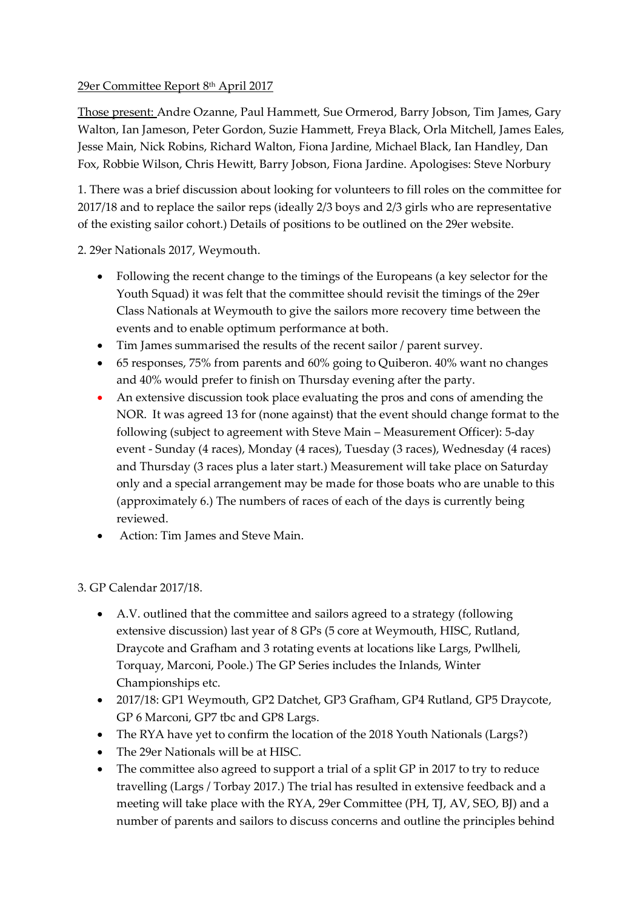29er Committee Report 8th April 2017

Those present: Andre Ozanne, Paul Hammett, Sue Ormerod, Barry Jobson, Tim James, Gary Walton, Ian Jameson, Peter Gordon, Suzie Hammett, Freya Black, Orla Mitchell, James Eales, Jesse Main, Nick Robins, Richard Walton, Fiona Jardine, Michael Black, Ian Handley, Dan Fox, Robbie Wilson, Chris Hewitt, Barry Jobson, Fiona Jardine. Apologises: Steve Norbury

1. There was a brief discussion about looking for volunteers to fill roles on the committee for 2017/18 and to replace the sailor reps (ideally 2/3 boys and 2/3 girls who are representative of the existing sailor cohort.) Details of positions to be outlined on the 29er website.

2. 29er Nationals 2017, Weymouth.

- Following the recent change to the timings of the Europeans (a key selector for the Youth Squad) it was felt that the committee should revisit the timings of the 29er Class Nationals at Weymouth to give the sailors more recovery time between the events and to enable optimum performance at both.
- Tim James summarised the results of the recent sailor / parent survey.
- 65 responses, 75% from parents and 60% going to Quiberon. 40% want no changes and 40% would prefer to finish on Thursday evening after the party.
- An extensive discussion took place evaluating the pros and cons of amending the NOR. It was agreed 13 for (none against) that the event should change format to the following (subject to agreement with Steve Main – Measurement Officer): 5-day event - Sunday (4 races), Monday (4 races), Tuesday (3 races), Wednesday (4 races) and Thursday (3 races plus a later start.) Measurement will take place on Saturday only and a special arrangement may be made for those boats who are unable to this (approximately 6.) The numbers of races of each of the days is currently being reviewed.
- Action: Tim James and Steve Main.

3. GP Calendar 2017/18.

- A.V. outlined that the committee and sailors agreed to a strategy (following extensive discussion) last year of 8 GPs (5 core at Weymouth, HISC, Rutland, Draycote and Grafham and 3 rotating events at locations like Largs, Pwllheli, Torquay, Marconi, Poole.) The GP Series includes the Inlands, Winter Championships etc.
- 2017/18: GP1 Weymouth, GP2 Datchet, GP3 Grafham, GP4 Rutland, GP5 Draycote, GP 6 Marconi, GP7 tbc and GP8 Largs.
- The RYA have yet to confirm the location of the 2018 Youth Nationals (Largs?)
- The 29er Nationals will be at HISC.
- The committee also agreed to support a trial of a split GP in 2017 to try to reduce travelling (Largs / Torbay 2017.) The trial has resulted in extensive feedback and a meeting will take place with the RYA, 29er Committee (PH, TJ, AV, SEO, BJ) and a number of parents and sailors to discuss concerns and outline the principles behind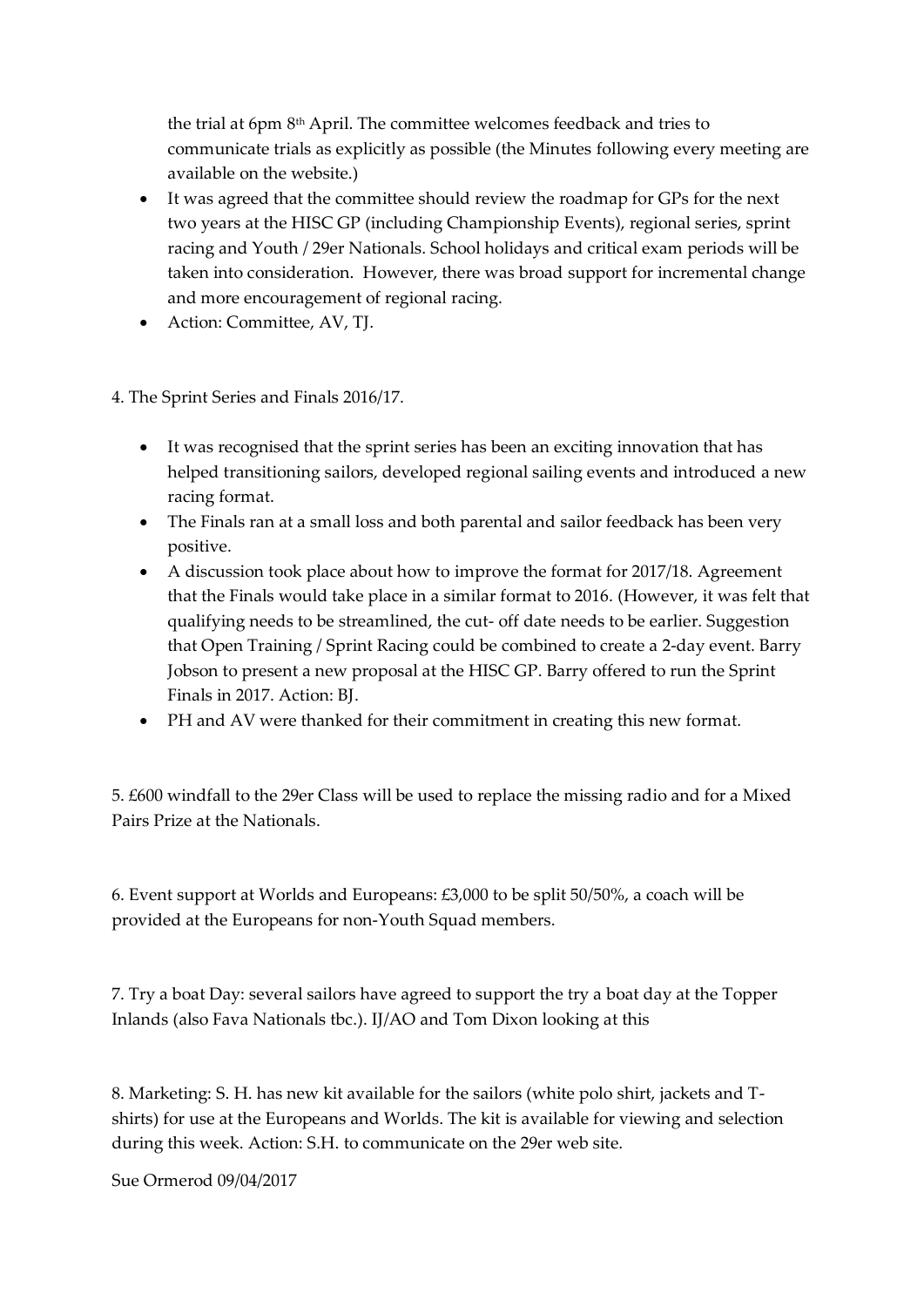the trial at 6pm 8th April. The committee welcomes feedback and tries to communicate trials as explicitly as possible (the Minutes following every meeting are available on the website.)

- It was agreed that the committee should review the roadmap for GPs for the next two years at the HISC GP (including Championship Events), regional series, sprint racing and Youth / 29er Nationals. School holidays and critical exam periods will be taken into consideration. However, there was broad support for incremental change and more encouragement of regional racing.
- Action: Committee, AV, TJ.

4. The Sprint Series and Finals 2016/17.

- It was recognised that the sprint series has been an exciting innovation that has helped transitioning sailors, developed regional sailing events and introduced a new racing format.
- The Finals ran at a small loss and both parental and sailor feedback has been very positive.
- A discussion took place about how to improve the format for 2017/18. Agreement that the Finals would take place in a similar format to 2016. (However, it was felt that qualifying needs to be streamlined, the cut- off date needs to be earlier. Suggestion that Open Training / Sprint Racing could be combined to create a 2-day event. Barry Jobson to present a new proposal at the HISC GP. Barry offered to run the Sprint Finals in 2017. Action: BJ.
- PH and AV were thanked for their commitment in creating this new format.

5. £600 windfall to the 29er Class will be used to replace the missing radio and for a Mixed Pairs Prize at the Nationals.

6. Event support at Worlds and Europeans: £3,000 to be split 50/50%, a coach will be provided at the Europeans for non-Youth Squad members.

7. Try a boat Day: several sailors have agreed to support the try a boat day at the Topper Inlands (also Fava Nationals tbc.). IJ/AO and Tom Dixon looking at this

8. Marketing: S. H. has new kit available for the sailors (white polo shirt, jackets and T-shirts) for use at the Europeans and Worlds. The kit is available for viewing and selection during this week. Action: S.H. to communicate on the 29er web site.

Sue Ormerod 09/04/2017